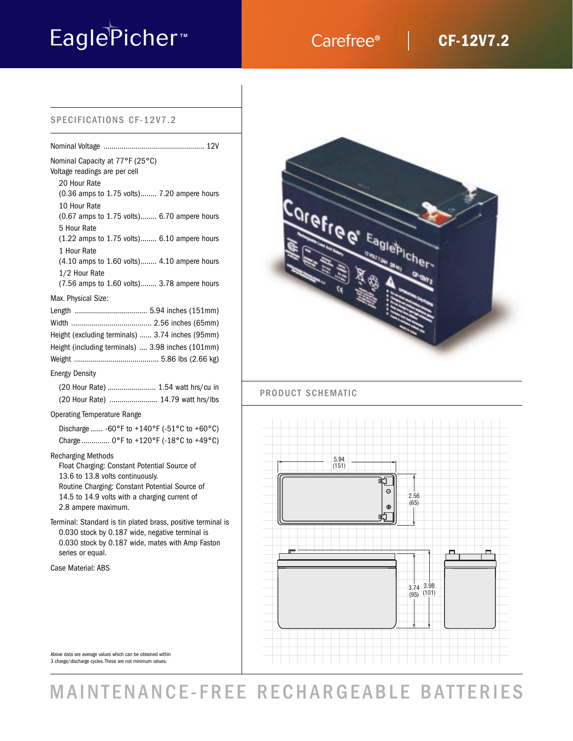# EaglePicher™

## Carefree® | CF-12V7.2

### SPECIFICATIONS CF-12V7.2

Nominal Voltage ................................................. 12V

Nominal Capacity at 77°F (25°C)
Voltage readings are per cell

- 20 Hour Rate
  (0.36 amps to 1.75 volts)........ 7.20 ampere hours
- 10 Hour Rate
  (0.67 amps to 1.75 volts)........ 6.70 ampere hours
- 5 Hour Rate
  (1.22 amps to 1.75 volts)........ 6.10 ampere hours
- 1 Hour Rate
  (4.10 amps to 1.60 volts)........ 4.10 ampere hours
- 1/2 Hour Rate
  (7.56 amps to 1.60 volts)........ 3.78 ampere hours

Max. Physical Size:

- Length ................................... 5.94 inches (151mm)
- Width ........................................ 2.56 inches (65mm)
- Height (excluding terminals) ...... 3.74 inches (95mm)
- Height (including terminals) .... 3.98 inches (101mm)
- Weight .......................................... 5.86 lbs (2.66 kg)

Energy Density

- (20 Hour Rate) ........................ 1.54 watt hrs/cu in
- (20 Hour Rate) ........................ 14.79 watt hrs/lbs

Operating Temperature Range

- Discharge ...... -60°F to +140°F (-51°C to +60°C)
- Charge .............. 0°F to +120°F (-18°C to +49°C)

Recharging Methods
Float Charging: Constant Potential Source of 13.6 to 13.8 volts continuously.
Routine Charging: Constant Potential Source of 14.5 to 14.9 volts with a charging current of 2.8 ampere maximum.

Terminal: Standard is tin plated brass, positive terminal is 0.030 stock by 0.187 wide, negative terminal is 0.030 stock by 0.187 wide, mates with Amp Faston series or equal.

Case Material: ABS

Above data are average values which can be obtained within 3 charge/discharge cycles. These are not minimum values.

### PRODUCT SCHEMATIC

5.94 (151)

2.56 (65)

3.74 (95)

3.98 (101)

## MAINTENANCE-FREE RECHARGEABLE BATTERIES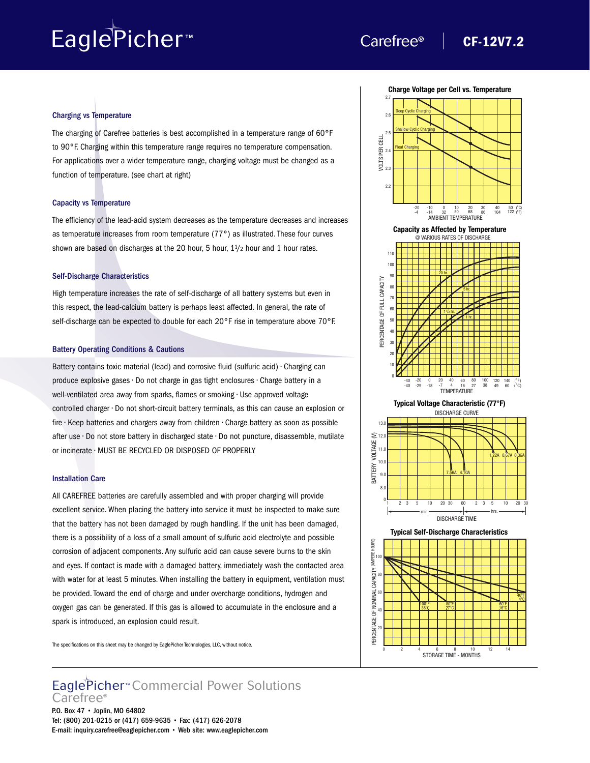# EaglePicher™ Carefree® CF-12V7.2

### Charging vs Temperature

The charging of Carefree batteries is best accomplished in a temperature range of 60°F to 90°F. Charging within this temperature range requires no temperature compensation. For applications over a wider temperature range, charging voltage must be changed as a function of temperature. (see chart at right)

### Capacity vs Temperature

The efficiency of the lead-acid system decreases as the temperature decreases and increases as temperature increases from room temperature (77°) as illustrated. These four curves shown are based on discharges at the 20 hour, 5 hour, 1½ hour and 1 hour rates.

### Self-Discharge Characteristics

High temperature increases the rate of self-discharge of all battery systems but even in this respect, the lead-calcium battery is perhaps least affected. In general, the rate of self-discharge can be expected to double for each 20°F rise in temperature above 70°F.

### Battery Operating Conditions & Cautions

Battery contains toxic material (lead) and corrosive fluid (sulfuric acid) · Charging can produce explosive gases · Do not charge in gas tight enclosures · Charge battery in a well-ventilated area away from sparks, flames or smoking · Use approved voltage controlled charger · Do not short-circuit battery terminals, as this can cause an explosion or fire · Keep batteries and chargers away from children · Charge battery as soon as possible after use · Do not store battery in discharged state · Do not puncture, disassemble, mutilate or incinerate · MUST BE RECYCLED OR DISPOSED OF PROPERLY

### Installation Care

All CAREFREE batteries are carefully assembled and with proper charging will provide excellent service. When placing the battery into service it must be inspected to make sure that the battery has not been damaged by rough handling. If the unit has been damaged, there is a possibility of a loss of a small amount of sulfuric acid electrolyte and possible corrosion of adjacent components. Any sulfuric acid can cause severe burns to the skin and eyes. If contact is made with a damaged battery, immediately wash the contacted area with water for at least 5 minutes. When installing the battery in equipment, ventilation must be provided. Toward the end of charge and under overcharge conditions, hydrogen and oxygen gas can be generated. If this gas is allowed to accumulate in the enclosure and a spark is introduced, an explosion could result.

The specifications on this sheet may be changed by EaglePicher Technologies, LLC, without notice.

**Charge Voltage per Cell vs. Temperature**

VOLTS PER CELL
2.7
2.6
2.5
2.4
2.3
2.2
Deep Cyclic Charging
Shallow Cyclic Charging
Float Charging
-20 -10 0 10 20 30 40 50 (°C)
-4 14 32 50 68 86 104 122 (°F)
AMBIENT TEMPERATURE

**Capacity as Affected by Temperature**
@ VARIOUS RATES OF DISCHARGE

PERCENTAGE OF FULL CAPACITY
0 10 20 30 40 50 60 70 80 90 100 110
20 hr.
5 hr.
1½ hr.
1 hr.
-40 -20 0 20 40 60 80 100 120 140 (°F)
-40 -29 -18 -7 4 16 27 38 49 60 (°C)
TEMPERATURE

**Typical Voltage Characteristic (77°F)**
DISCHARGE CURVE

BATTERY VOLTAGE (V)
0 8.0 9.0 10.0 11.0 12.0 13.0
7.56A 4.10A
1.22A 0.67A 0.36A
1 2 3 5 10 20 30 60 2 3 5 10 20 30
min. hrs.
DISCHARGE TIME

**Typical Self-Discharge Characteristics**

PERCENTAGE OF NOMINAL CAPACITY (AMPERE HOURS)
20 40 60 80 100
100°F 38°C
80°F 27°C
60°F 16°C
40°F 4°C
0 2 4 6 8 10 12 14
STORAGE TIME - MONTHS

EaglePicher™ Commercial Power Solutions
Carefree®

P.O. Box 47 • Joplin, MO 64802
Tel: (800) 201-0215 or (417) 659-9635 • Fax: (417) 626-2078
E-mail: inquiry.carefree@eaglepicher.com • Web site: www.eaglepicher.com